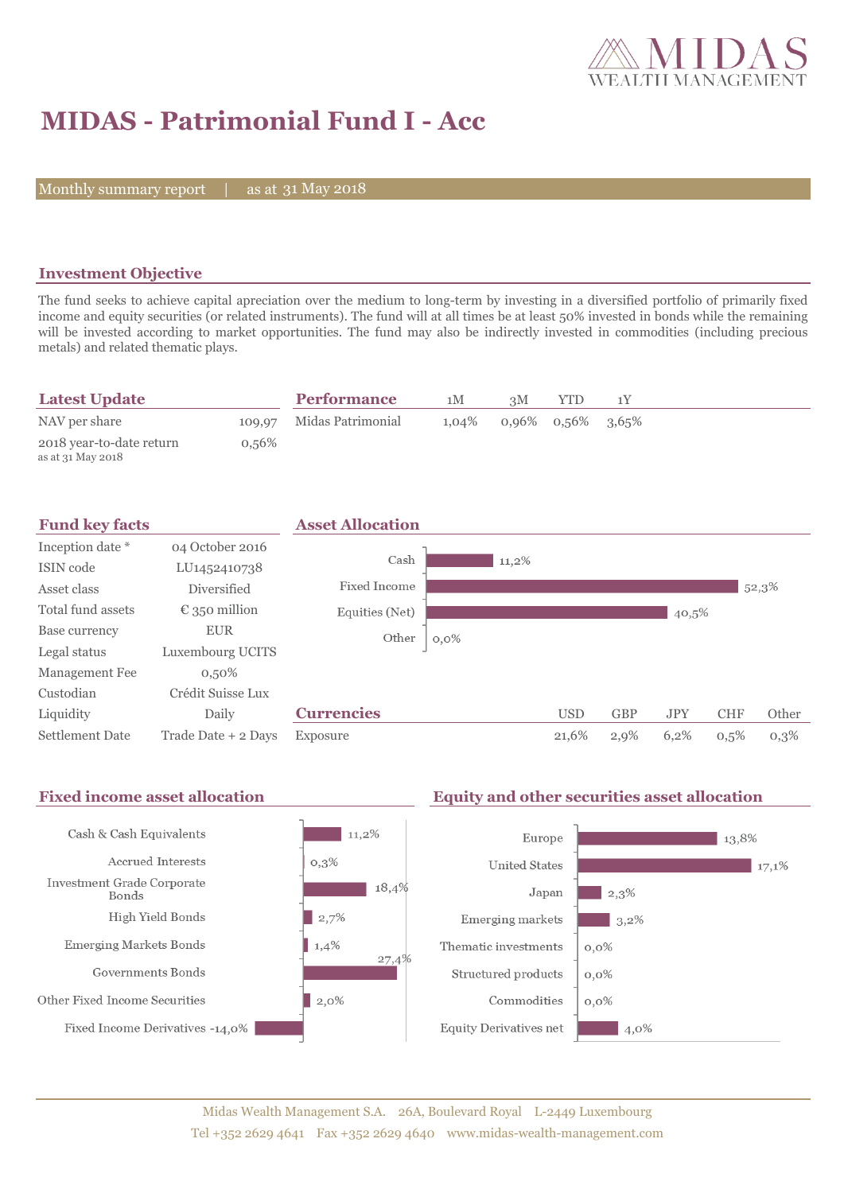# MIDAS - Patrimonial Fund I - Acc

Monthly summary report | as at 31 May 2018

## Investment Objective

The fund seeks to achieve capital apreciation over the medium to long-term by investing in a diversified portfolio of primarily fixed income and equity securities (or related instruments). The fund will at all times be at least 50% invested in bonds while the remaining will be invested according to market opportunities. The fund may also be indirectly invested in commodities (including precious metals) and related thematic plays.

## Latest Update

| | |
|---|---|
| NAV per share | 109,97 |
| 2018 year-to-date return<br>as at 31 May 2018 | 0,56% |

## Performance

| | 1M | 3M | YTD | 1Y |
|---|---|---|---|---|
| Midas Patrimonial | 1,04% | 0,96% | 0,56% | 3,65% |

## Fund key facts

| | |
|---|---|
| Inception date * | 04 October 2016 |
| ISIN code | LU1452410738 |
| Asset class | Diversified |
| Total fund assets | € 350 million |
| Base currency | EUR |
| Legal status | Luxembourg UCITS |
| Management Fee | 0,50% |
| Custodian | Crédit Suisse Lux |
| Liquidity | Daily |
| Settlement Date | Trade Date + 2 Days |

## Asset Allocation

| | |
|---|---|
| Cash | 11,2% |
| Fixed Income | 52,3% |
| Equities (Net) | 40,5% |
| Other | 0,0% |

## Currencies

| | USD | GBP | JPY | CHF | Other |
|---|---|---|---|---|---|
| Exposure | 21,6% | 2,9% | 6,2% | 0,5% | 0,3% |

## Fixed income asset allocation

| | |
|---|---|
| Cash & Cash Equivalents | 11,2% |
| Accrued Interests | 0,3% |
| Investment Grade Corporate Bonds | 18,4% |
| High Yield Bonds | 2,7% |
| Emerging Markets Bonds | 1,4% |
| Governments Bonds | 27,4% |
| Other Fixed Income Securities | 2,0% |
| Fixed Income Derivatives | -14,0% |

## Equity and other securities asset allocation

| | |
|---|---|
| Europe | 13,8% |
| United States | 17,1% |
| Japan | 2,3% |
| Emerging markets | 3,2% |
| Thematic investments | 0,0% |
| Structured products | 0,0% |
| Commodities | 0,0% |
| Equity Derivatives net | 4,0% |

Midas Wealth Management S.A. 26A, Boulevard Royal L-2449 Luxembourg
Tel +352 2629 4641 Fax +352 2629 4640 www.midas-wealth-management.com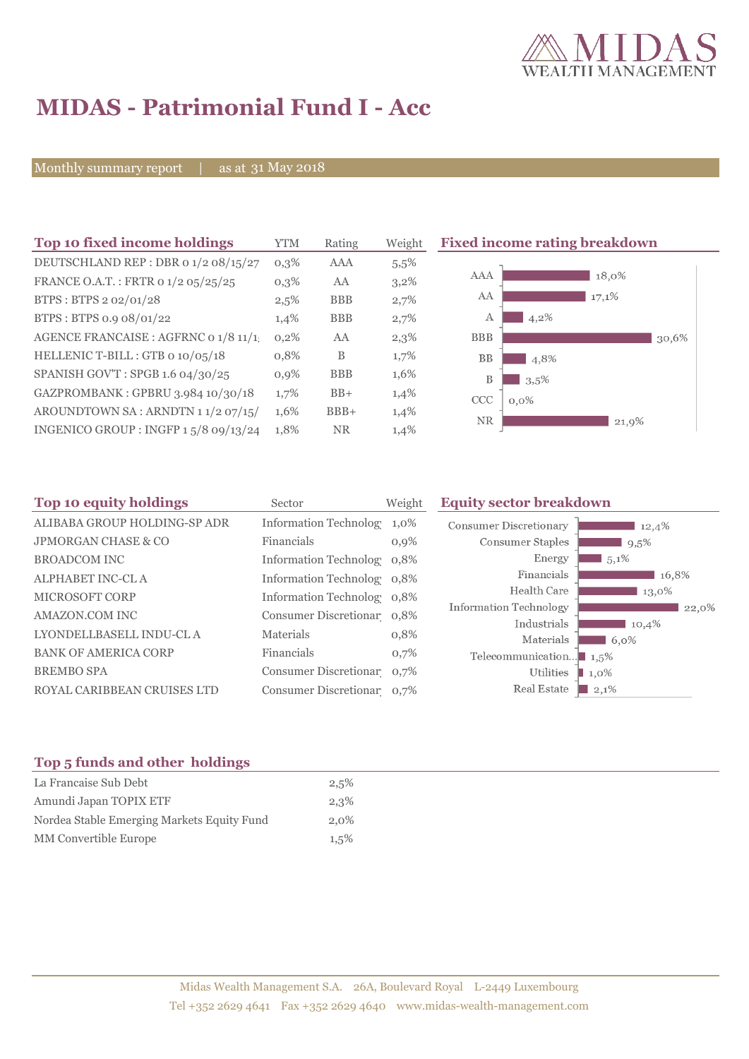# MIDAS - Patrimonial Fund I - Acc

Monthly summary report | as at 31 May 2018

## Top 10 fixed income holdings

| Top 10 fixed income holdings | YTM | Rating | Weight |
|---|---|---|---|
| DEUTSCHLAND REP : DBR 0 1/2 08/15/27 | 0,3% | AAA | 5,5% |
| FRANCE O.A.T. : FRTR 0 1/2 05/25/25 | 0,3% | AA | 3,2% |
| BTPS : BTPS 2 02/01/28 | 2,5% | BBB | 2,7% |
| BTPS : BTPS 0.9 08/01/22 | 1,4% | BBB | 2,7% |
| AGENCE FRANCAISE : AGFRNC 0 1/8 11/1 | 0,2% | AA | 2,3% |
| HELLENIC T-BILL : GTB 0 10/05/18 | 0,8% | B | 1,7% |
| SPANISH GOV'T : SPGB 1.6 04/30/25 | 0,9% | BBB | 1,6% |
| GAZPROMBANK : GPBRU 3.984 10/30/18 | 1,7% | BB+ | 1,4% |
| AROUNDTOWN SA : ARNDTN 1 1/2 07/15/ | 1,6% | BBB+ | 1,4% |
| INGENICO GROUP : INGFP 1 5/8 09/13/24 | 1,8% | NR | 1,4% |

## Fixed income rating breakdown

| Rating | Weight |
|---|---|
| AAA | 18,0% |
| AA | 17,1% |
| A | 4,2% |
| BBB | 30,6% |
| BB | 4,8% |
| B | 3,5% |
| CCC | 0,0% |
| NR | 21,9% |

## Top 10 equity holdings

| Top 10 equity holdings | Sector | Weight |
|---|---|---|
| ALIBABA GROUP HOLDING-SP ADR | Information Technolog | 1,0% |
| JPMORGAN CHASE & CO | Financials | 0,9% |
| BROADCOM INC | Information Technolog | 0,8% |
| ALPHABET INC-CL A | Information Technolog | 0,8% |
| MICROSOFT CORP | Information Technolog | 0,8% |
| AMAZON.COM INC | Consumer Discretionar | 0,8% |
| LYONDELLBASELL INDU-CL A | Materials | 0,8% |
| BANK OF AMERICA CORP | Financials | 0,7% |
| BREMBO SPA | Consumer Discretionar | 0,7% |
| ROYAL CARIBBEAN CRUISES LTD | Consumer Discretionar | 0,7% |

## Equity sector breakdown

| Sector | Weight |
|---|---|
| Consumer Discretionary | 12,4% |
| Consumer Staples | 9,5% |
| Energy | 5,1% |
| Financials | 16,8% |
| Health Care | 13,0% |
| Information Technology | 22,0% |
| Industrials | 10,4% |
| Materials | 6,0% |
| Telecommunication... | 1,5% |
| Utilities | 1,0% |
| Real Estate | 2,1% |

## Top 5 funds and other holdings

| Top 5 funds and other holdings | |
|---|---|
| La Francaise Sub Debt | 2,5% |
| Amundi Japan TOPIX ETF | 2,3% |
| Nordea Stable Emerging Markets Equity Fund | 2,0% |
| MM Convertible Europe | 1,5% |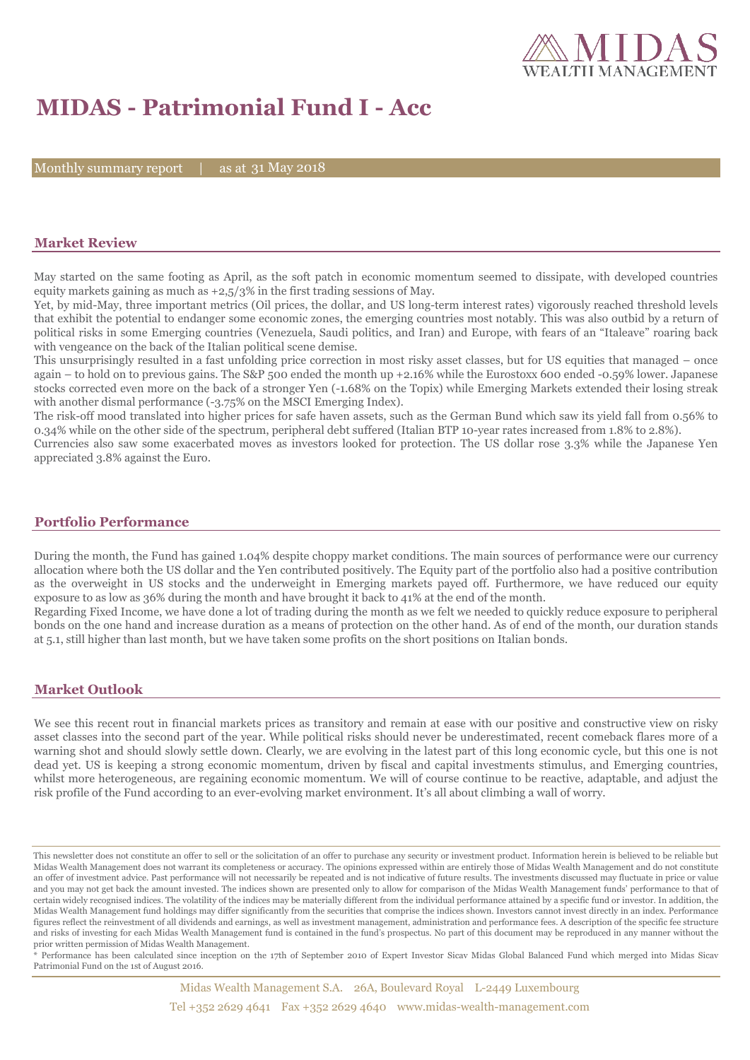# MIDAS - Patrimonial Fund I - Acc

Monthly summary report | as at 31 May 2018

## Market Review

May started on the same footing as April, as the soft patch in economic momentum seemed to dissipate, with developed countries equity markets gaining as much as +2,5/3% in the first trading sessions of May.

Yet, by mid-May, three important metrics (Oil prices, the dollar, and US long-term interest rates) vigorously reached threshold levels that exhibit the potential to endanger some economic zones, the emerging countries most notably. This was also outbid by a return of political risks in some Emerging countries (Venezuela, Saudi politics, and Iran) and Europe, with fears of an "Italeave" roaring back with vengeance on the back of the Italian political scene demise.

This unsurprisingly resulted in a fast unfolding price correction in most risky asset classes, but for US equities that managed – once again – to hold on to previous gains. The S&P 500 ended the month up +2.16% while the Eurostoxx 600 ended -0.59% lower. Japanese stocks corrected even more on the back of a stronger Yen (-1.68% on the Topix) while Emerging Markets extended their losing streak with another dismal performance (-3.75% on the MSCI Emerging Index).

The risk-off mood translated into higher prices for safe haven assets, such as the German Bund which saw its yield fall from 0.56% to 0.34% while on the other side of the spectrum, peripheral debt suffered (Italian BTP 10-year rates increased from 1.8% to 2.8%).

Currencies also saw some exacerbated moves as investors looked for protection. The US dollar rose 3.3% while the Japanese Yen appreciated 3.8% against the Euro.

## Portfolio Performance

During the month, the Fund has gained 1.04% despite choppy market conditions. The main sources of performance were our currency allocation where both the US dollar and the Yen contributed positively. The Equity part of the portfolio also had a positive contribution as the overweight in US stocks and the underweight in Emerging markets payed off. Furthermore, we have reduced our equity exposure to as low as 36% during the month and have brought it back to 41% at the end of the month.

Regarding Fixed Income, we have done a lot of trading during the month as we felt we needed to quickly reduce exposure to peripheral bonds on the one hand and increase duration as a means of protection on the other hand. As of end of the month, our duration stands at 5.1, still higher than last month, but we have taken some profits on the short positions on Italian bonds.

## Market Outlook

We see this recent rout in financial markets prices as transitory and remain at ease with our positive and constructive view on risky asset classes into the second part of the year. While political risks should never be underestimated, recent comeback flares more of a warning shot and should slowly settle down. Clearly, we are evolving in the latest part of this long economic cycle, but this one is not dead yet. US is keeping a strong economic momentum, driven by fiscal and capital investments stimulus, and Emerging countries, whilst more heterogeneous, are regaining economic momentum. We will of course continue to be reactive, adaptable, and adjust the risk profile of the Fund according to an ever-evolving market environment. It's all about climbing a wall of worry.

This newsletter does not constitute an offer to sell or the solicitation of an offer to purchase any security or investment product. Information herein is believed to be reliable but Midas Wealth Management does not warrant its completeness or accuracy. The opinions expressed within are entirely those of Midas Wealth Management and do not constitute an offer of investment advice. Past performance will not necessarily be repeated and is not indicative of future results. The investments discussed may fluctuate in price or value and you may not get back the amount invested. The indices shown are presented only to allow for comparison of the Midas Wealth Management funds' performance to that of certain widely recognised indices. The volatility of the indices may be materially different from the individual performance attained by a specific fund or investor. In addition, the Midas Wealth Management fund holdings may differ significantly from the securities that comprise the indices shown. Investors cannot invest directly in an index. Performance figures reflect the reinvestment of all dividends and earnings, as well as investment management, administration and performance fees. A description of the specific fee structure and risks of investing for each Midas Wealth Management fund is contained in the fund's prospectus. No part of this document may be reproduced in any manner without the prior written permission of Midas Wealth Management.

* Performance has been calculated since inception on the 17th of September 2010 of Expert Investor Sicav Midas Global Balanced Fund which merged into Midas Sicav Patrimonial Fund on the 1st of August 2016.

Midas Wealth Management S.A. 26A, Boulevard Royal L-2449 Luxembourg

Tel +352 2629 4641 Fax +352 2629 4640 www.midas-wealth-management.com